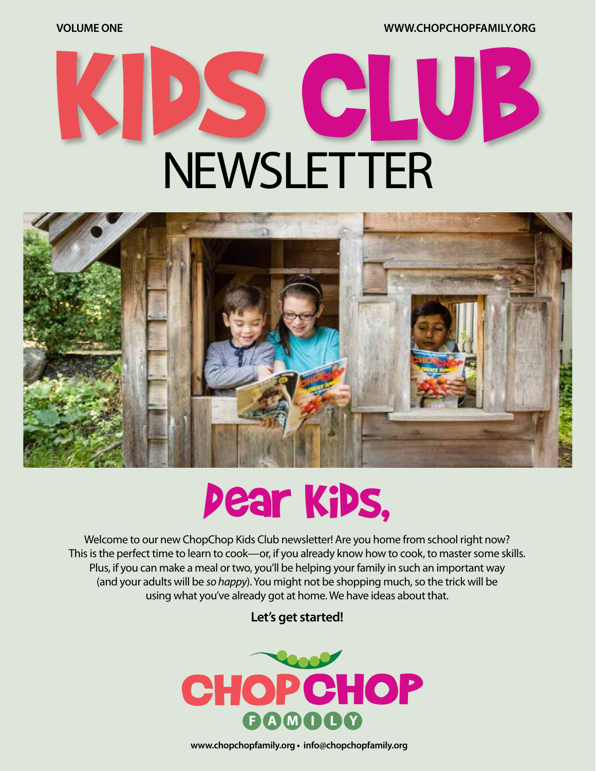VOLUME ONE

WWW.CHOPCHOPFAMILY.ORG

# KIDS CLUB NEWSLETTER

## Dear Kids,

Welcome to our new ChopChop Kids Club newsletter! Are you home from school right now? This is the perfect time to learn to cook—or, if you already know how to cook, to master some skills. Plus, if you can make a meal or two, you'll be helping your family in such an important way (and your adults will be *so happy*). You might not be shopping much, so the trick will be using what you've already got at home. We have ideas about that.

**Let's get started!**

CHOPCHOP FAMILY

**www.chopchopfamily.org • info@chopchopfamily.org**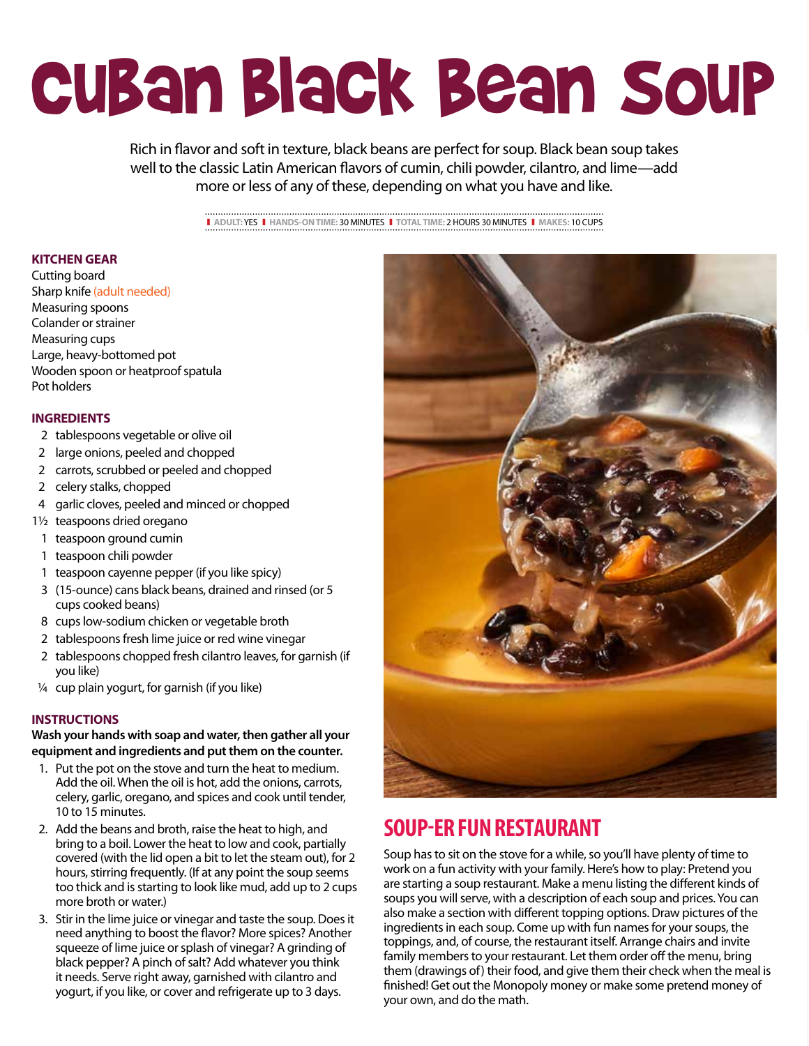# Cuban Black Bean Soup

Rich in flavor and soft in texture, black beans are perfect for soup. Black bean soup takes well to the classic Latin American flavors of cumin, chili powder, cilantro, and lime—add more or less of any of these, depending on what you have and like.

**ADULT:** YES | **HANDS-ON TIME:** 30 MINUTES | **TOTAL TIME:** 2 HOURS 30 MINUTES | **MAKES:** 10 CUPS

## KITCHEN GEAR

Cutting board
Sharp knife (adult needed)
Measuring spoons
Colander or strainer
Measuring cups
Large, heavy-bottomed pot
Wooden spoon or heatproof spatula
Pot holders

## INGREDIENTS

- 2 tablespoons vegetable or olive oil
- 2 large onions, peeled and chopped
- 2 carrots, scrubbed or peeled and chopped
- 2 celery stalks, chopped
- 4 garlic cloves, peeled and minced or chopped
- 1½ teaspoons dried oregano
- 1 teaspoon ground cumin
- 1 teaspoon chili powder
- 1 teaspoon cayenne pepper (if you like spicy)
- 3 (15-ounce) cans black beans, drained and rinsed (or 5 cups cooked beans)
- 8 cups low-sodium chicken or vegetable broth
- 2 tablespoons fresh lime juice or red wine vinegar
- 2 tablespoons chopped fresh cilantro leaves, for garnish (if you like)
- ¼ cup plain yogurt, for garnish (if you like)

## INSTRUCTIONS

**Wash your hands with soap and water, then gather all your equipment and ingredients and put them on the counter.**

1. Put the pot on the stove and turn the heat to medium. Add the oil. When the oil is hot, add the onions, carrots, celery, garlic, oregano, and spices and cook until tender, 10 to 15 minutes.
2. Add the beans and broth, raise the heat to high, and bring to a boil. Lower the heat to low and cook, partially covered (with the lid open a bit to let the steam out), for 2 hours, stirring frequently. (If at any point the soup seems too thick and is starting to look like mud, add up to 2 cups more broth or water.)
3. Stir in the lime juice or vinegar and taste the soup. Does it need anything to boost the flavor? More spices? Another squeeze of lime juice or splash of vinegar? A grinding of black pepper? A pinch of salt? Add whatever you think it needs. Serve right away, garnished with cilantro and yogurt, if you like, or cover and refrigerate up to 3 days.

## SOUP-ER FUN RESTAURANT

Soup has to sit on the stove for a while, so you'll have plenty of time to work on a fun activity with your family. Here's how to play: Pretend you are starting a soup restaurant. Make a menu listing the different kinds of soups you will serve, with a description of each soup and prices. You can also make a section with different topping options. Draw pictures of the ingredients in each soup. Come up with fun names for your soups, the toppings, and, of course, the restaurant itself. Arrange chairs and invite family members to your restaurant. Let them order off the menu, bring them (drawings of) their food, and give them their check when the meal is finished! Get out the Monopoly money or make some pretend money of your own, and do the math.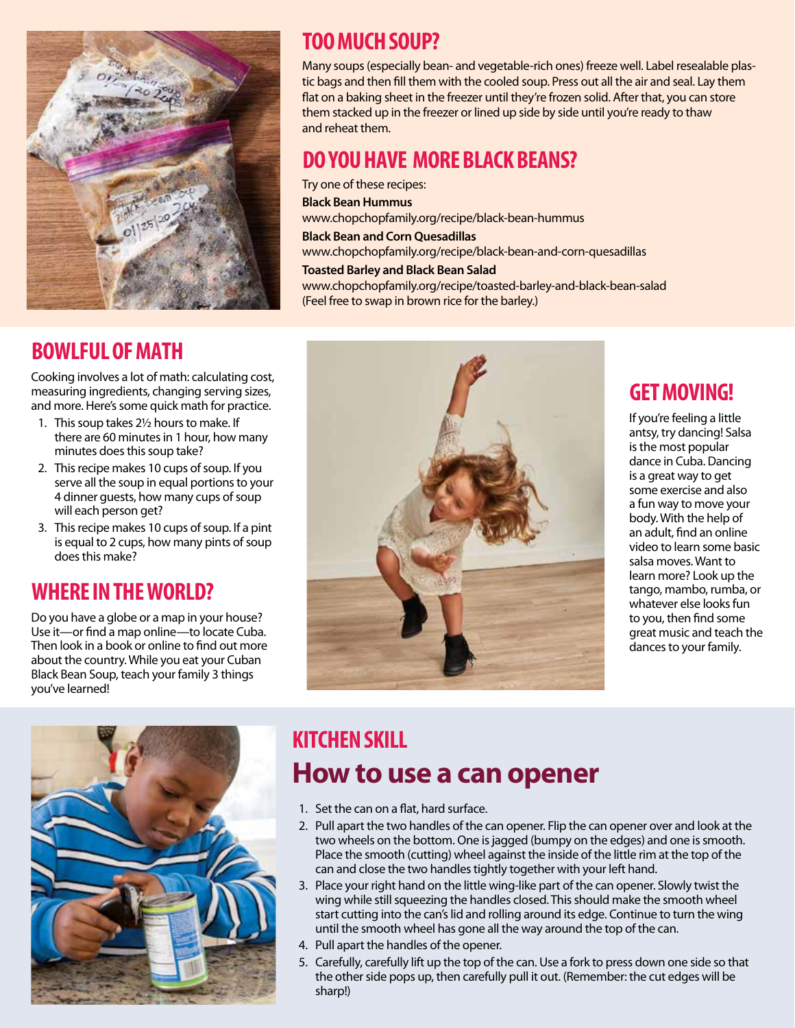## TOO MUCH SOUP?

Many soups (especially bean- and vegetable-rich ones) freeze well. Label resealable plastic bags and then fill them with the cooled soup. Press out all the air and seal. Lay them flat on a baking sheet in the freezer until they're frozen solid. After that, you can store them stacked up in the freezer or lined up side by side until you're ready to thaw and reheat them.

## DO YOU HAVE MORE BLACK BEANS?

Try one of these recipes:

**Black Bean Hummus**
www.chopchopfamily.org/recipe/black-bean-hummus

**Black Bean and Corn Quesadillas**
www.chopchopfamily.org/recipe/black-bean-and-corn-quesadillas

**Toasted Barley and Black Bean Salad**
www.chopchopfamily.org/recipe/toasted-barley-and-black-bean-salad
(Feel free to swap in brown rice for the barley.)

## BOWLFUL OF MATH

Cooking involves a lot of math: calculating cost, measuring ingredients, changing serving sizes, and more. Here's some quick math for practice.

1. This soup takes 2½ hours to make. If there are 60 minutes in 1 hour, how many minutes does this soup take?
2. This recipe makes 10 cups of soup. If you serve all the soup in equal portions to your 4 dinner guests, how many cups of soup will each person get?
3. This recipe makes 10 cups of soup. If a pint is equal to 2 cups, how many pints of soup does this make?

## WHERE IN THE WORLD?

Do you have a globe or a map in your house? Use it—or find a map online—to locate Cuba. Then look in a book or online to find out more about the country. While you eat your Cuban Black Bean Soup, teach your family 3 things you've learned!

## GET MOVING!

If you're feeling a little antsy, try dancing! Salsa is the most popular dance in Cuba. Dancing is a great way to get some exercise and also a fun way to move your body. With the help of an adult, find an online video to learn some basic salsa moves. Want to learn more? Look up the tango, mambo, rumba, or whatever else looks fun to you, then find some great music and teach the dances to your family.

## KITCHEN SKILL

# How to use a can opener

1. Set the can on a flat, hard surface.
2. Pull apart the two handles of the can opener. Flip the can opener over and look at the two wheels on the bottom. One is jagged (bumpy on the edges) and one is smooth. Place the smooth (cutting) wheel against the inside of the little rim at the top of the can and close the two handles tightly together with your left hand.
3. Place your right hand on the little wing-like part of the can opener. Slowly twist the wing while still squeezing the handles closed. This should make the smooth wheel start cutting into the can's lid and rolling around its edge. Continue to turn the wing until the smooth wheel has gone all the way around the top of the can.
4. Pull apart the handles of the opener.
5. Carefully, carefully lift up the top of the can. Use a fork to press down one side so that the other side pops up, then carefully pull it out. (Remember: the cut edges will be sharp!)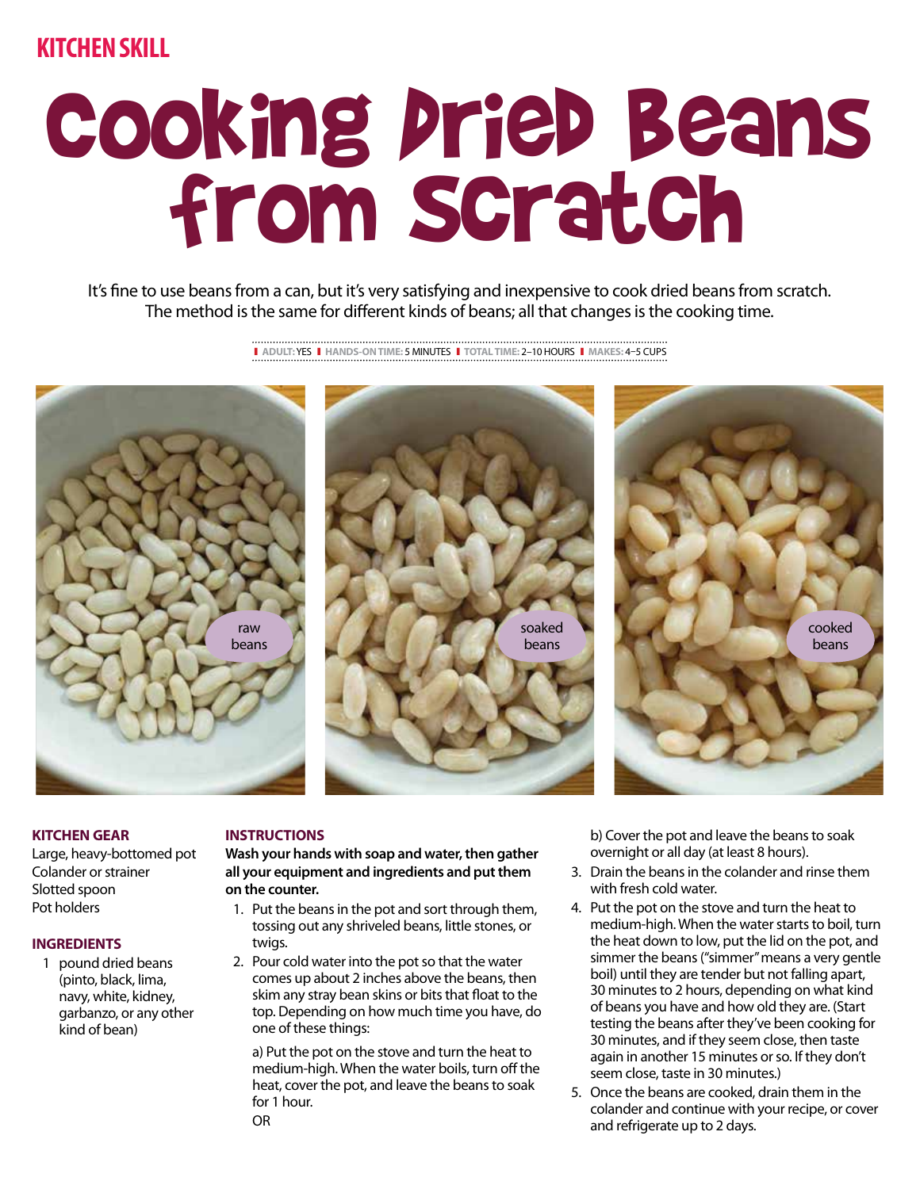KITCHEN SKILL

# Cooking Dried Beans from Scratch

It's fine to use beans from a can, but it's very satisfying and inexpensive to cook dried beans from scratch. The method is the same for different kinds of beans; all that changes is the cooking time.

**ADULT:** YES | **HANDS-ON TIME:** 5 MINUTES | **TOTAL TIME:** 2–10 HOURS | **MAKES:** 4–5 CUPS

raw beans

soaked beans

cooked beans

## KITCHEN GEAR

Large, heavy-bottomed pot
Colander or strainer
Slotted spoon
Pot holders

## INGREDIENTS

1 pound dried beans (pinto, black, lima, navy, white, kidney, garbanzo, or any other kind of bean)

## INSTRUCTIONS

**Wash your hands with soap and water, then gather all your equipment and ingredients and put them on the counter.**

1. Put the beans in the pot and sort through them, tossing out any shriveled beans, little stones, or twigs.
2. Pour cold water into the pot so that the water comes up about 2 inches above the beans, then skim any stray bean skins or bits that float to the top. Depending on how much time you have, do one of these things:

   a) Put the pot on the stove and turn the heat to medium-high. When the water boils, turn off the heat, cover the pot, and leave the beans to soak for 1 hour.

   OR

   b) Cover the pot and leave the beans to soak overnight or all day (at least 8 hours).
3. Drain the beans in the colander and rinse them with fresh cold water.
4. Put the pot on the stove and turn the heat to medium-high. When the water starts to boil, turn the heat down to low, put the lid on the pot, and simmer the beans ("simmer" means a very gentle boil) until they are tender but not falling apart, 30 minutes to 2 hours, depending on what kind of beans you have and how old they are. (Start testing the beans after they've been cooking for 30 minutes, and if they seem close, then taste again in another 15 minutes or so. If they don't seem close, taste in 30 minutes.)
5. Once the beans are cooked, drain them in the colander and continue with your recipe, or cover and refrigerate up to 2 days.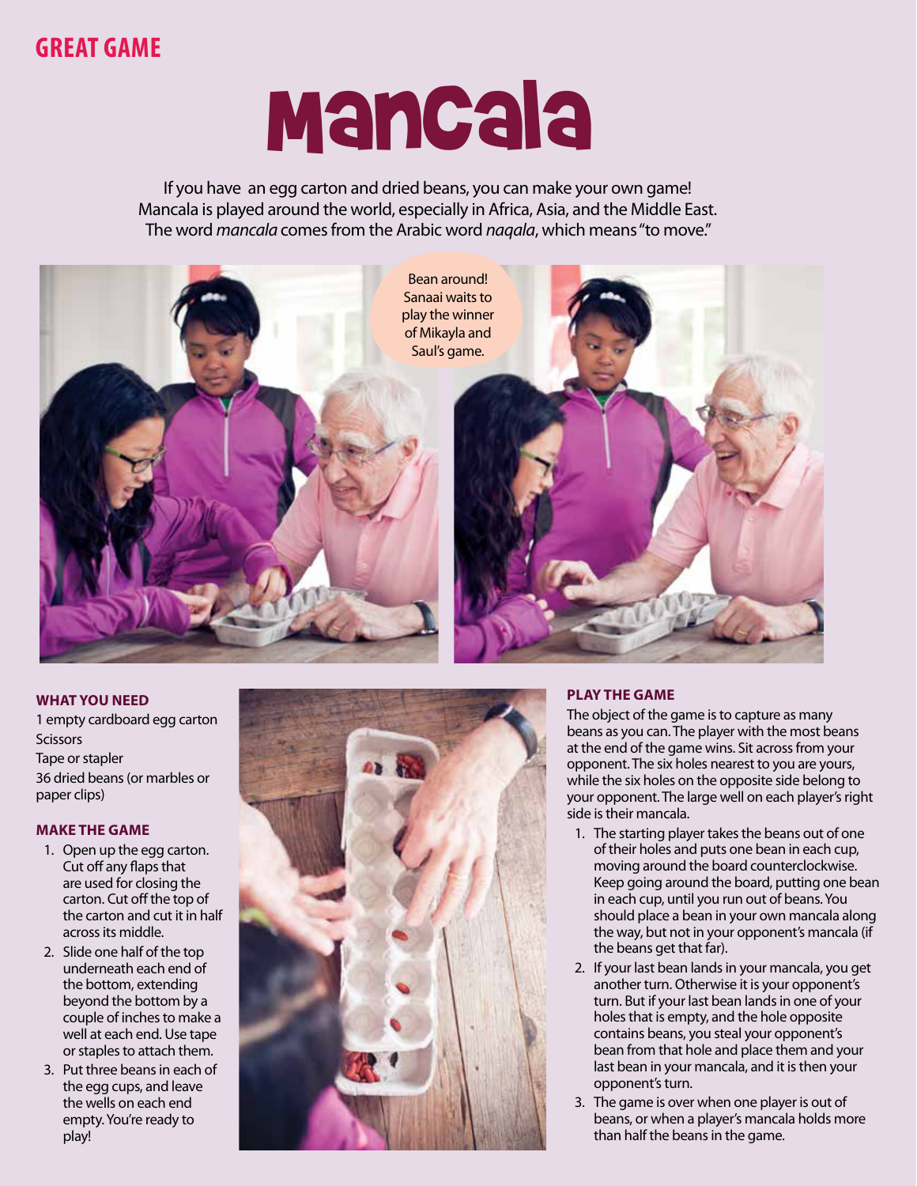GREAT GAME

# Mancala

If you have an egg carton and dried beans, you can make your own game! Mancala is played around the world, especially in Africa, Asia, and the Middle East. The word *mancala* comes from the Arabic word *naqala*, which means "to move."

Bean around! Sanaai waits to play the winner of Mikayla and Saul's game.

### WHAT YOU NEED

1 empty cardboard egg carton
Scissors
Tape or stapler
36 dried beans (or marbles or paper clips)

### MAKE THE GAME

1. Open up the egg carton. Cut off any flaps that are used for closing the carton. Cut off the top of the carton and cut it in half across its middle.
2. Slide one half of the top underneath each end of the bottom, extending beyond the bottom by a couple of inches to make a well at each end. Use tape or staples to attach them.
3. Put three beans in each of the egg cups, and leave the wells on each end empty. You're ready to play!

### PLAY THE GAME

The object of the game is to capture as many beans as you can. The player with the most beans at the end of the game wins. Sit across from your opponent. The six holes nearest to you are yours, while the six holes on the opposite side belong to your opponent. The large well on each player's right side is their mancala.

1. The starting player takes the beans out of one of their holes and puts one bean in each cup, moving around the board counterclockwise. Keep going around the board, putting one bean in each cup, until you run out of beans. You should place a bean in your own mancala along the way, but not in your opponent's mancala (if the beans get that far).
2. If your last bean lands in your mancala, you get another turn. Otherwise it is your opponent's turn. But if your last bean lands in one of your holes that is empty, and the hole opposite contains beans, you steal your opponent's bean from that hole and place them and your last bean in your mancala, and it is then your opponent's turn.
3. The game is over when one player is out of beans, or when a player's mancala holds more than half the beans in the game.